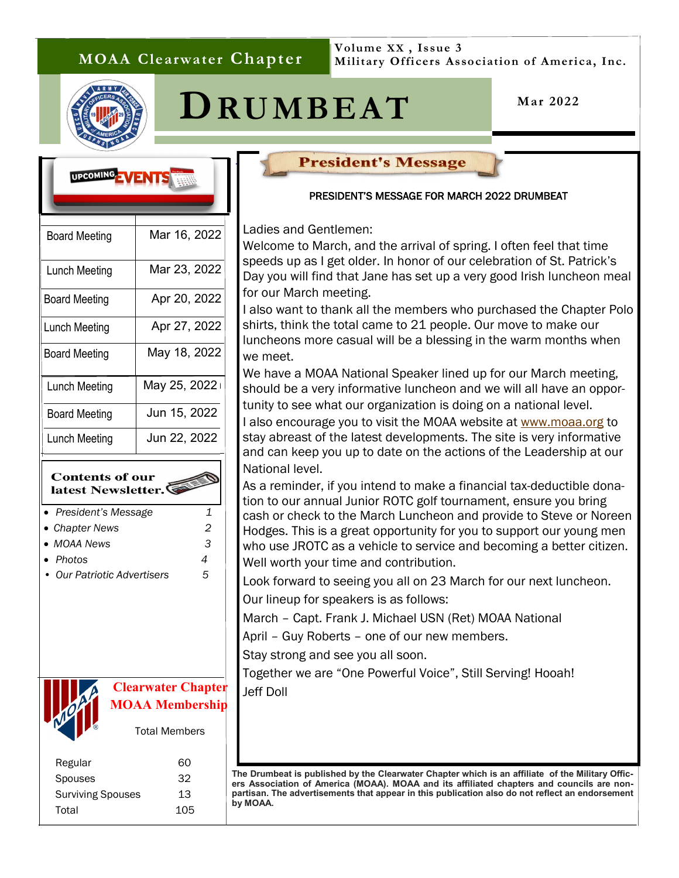# MOAA Clearwater Chapter

**Volume XX , Issue 3**
**Military Officers Association of America, Inc.**

# DRUMBEAT

**Mar 2022**

## UPCOMING EVENTS

| Event | Date |
|---|---|
| Board Meeting | Mar 16, 2022 |
| Lunch Meeting | Mar 23, 2022 |
| Board Meeting | Apr 20, 2022 |
| Lunch Meeting | Apr 27, 2022 |
| Board Meeting | May 18, 2022 |
| Lunch Meeting | May 25, 2022 |
| Board Meeting | Jun 15, 2022 |
| Lunch Meeting | Jun 22, 2022 |

## Contents of our latest Newsletter.

- *President's Message* 1
- *Chapter News* 2
- *MOAA News* 3
- *Photos* 4
- *Our Patriotic Advertisers* 5

## Clearwater Chapter MOAA Membership

| Total Members | |
|---|---|
| Regular | 60 |
| Spouses | 32 |
| Surviving Spouses | 13 |
| Total | 105 |

## President's Message

PRESIDENT'S MESSAGE FOR MARCH 2022 DRUMBEAT

Ladies and Gentlemen:

Welcome to March, and the arrival of spring. I often feel that time speeds up as I get older. In honor of our celebration of St. Patrick's Day you will find that Jane has set up a very good Irish luncheon meal for our March meeting.

I also want to thank all the members who purchased the Chapter Polo shirts, think the total came to 21 people. Our move to make our luncheons more casual will be a blessing in the warm months when we meet.

We have a MOAA National Speaker lined up for our March meeting, should be a very informative luncheon and we will all have an opportunity to see what our organization is doing on a national level.

I also encourage you to visit the MOAA website at www.moaa.org to stay abreast of the latest developments. The site is very informative and can keep you up to date on the actions of the Leadership at our National level.

As a reminder, if you intend to make a financial tax-deductible donation to our annual Junior ROTC golf tournament, ensure you bring cash or check to the March Luncheon and provide to Steve or Noreen Hodges. This is a great opportunity for you to support our young men who use JROTC as a vehicle to service and becoming a better citizen. Well worth your time and contribution.

Look forward to seeing you all on 23 March for our next luncheon.

Our lineup for speakers is as follows:

March – Capt. Frank J. Michael USN (Ret) MOAA National

April – Guy Roberts – one of our new members.

Stay strong and see you all soon.

Together we are "One Powerful Voice", Still Serving! Hooah!

Jeff Doll

**The Drumbeat is published by the Clearwater Chapter which is an affiliate of the Military Officers Association of America (MOAA). MOAA and its affiliated chapters and councils are non-partisan. The advertisements that appear in this publication also do not reflect an endorsement by MOAA.**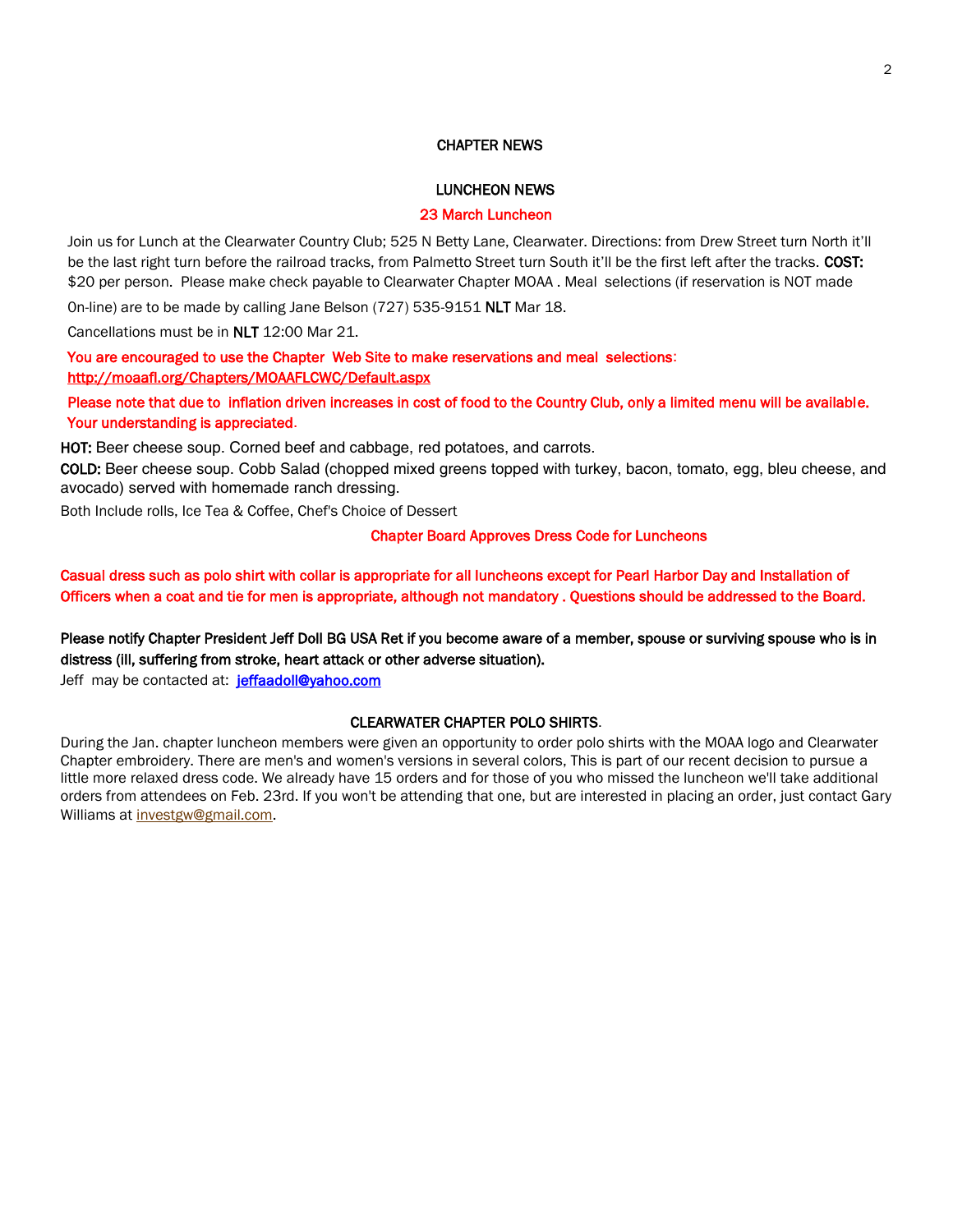## CHAPTER NEWS

### LUNCHEON NEWS

### 23 March Luncheon

Join us for Lunch at the Clearwater Country Club; 525 N Betty Lane, Clearwater. Directions: from Drew Street turn North it'll be the last right turn before the railroad tracks, from Palmetto Street turn South it'll be the first left after the tracks. **COST:** $20 per person. Please make check payable to Clearwater Chapter MOAA . Meal selections (if reservation is NOT made On-line) are to be made by calling Jane Belson (727) 535-9151 **NLT** Mar 18.

Cancellations must be in **NLT** 12:00 Mar 21.

You are encouraged to use the Chapter Web Site to make reservations and meal selections: http://moaafl.org/Chapters/MOAAFLCWC/Default.aspx

Please note that due to inflation driven increases in cost of food to the Country Club, only a limited menu will be available. Your understanding is appreciated.

**HOT:** Beer cheese soup. Corned beef and cabbage, red potatoes, and carrots.

**COLD:** Beer cheese soup. Cobb Salad (chopped mixed greens topped with turkey, bacon, tomato, egg, bleu cheese, and avocado) served with homemade ranch dressing.

Both Include rolls, Ice Tea & Coffee, Chef's Choice of Dessert

### Chapter Board Approves Dress Code for Luncheons

Casual dress such as polo shirt with collar is appropriate for all luncheons except for Pearl Harbor Day and Installation of Officers when a coat and tie for men is appropriate, although not mandatory . Questions should be addressed to the Board.

**Please notify Chapter President Jeff Doll BG USA Ret if you become aware of a member, spouse or surviving spouse who is in distress (ill, suffering from stroke, heart attack or other adverse situation).**

Jeff may be contacted at: jeffaadoll@yahoo.com

### CLEARWATER CHAPTER POLO SHIRTS.

During the Jan. chapter luncheon members were given an opportunity to order polo shirts with the MOAA logo and Clearwater Chapter embroidery. There are men's and women's versions in several colors, This is part of our recent decision to pursue a little more relaxed dress code. We already have 15 orders and for those of you who missed the luncheon we'll take additional orders from attendees on Feb. 23rd. If you won't be attending that one, but are interested in placing an order, just contact Gary Williams at investgw@gmail.com.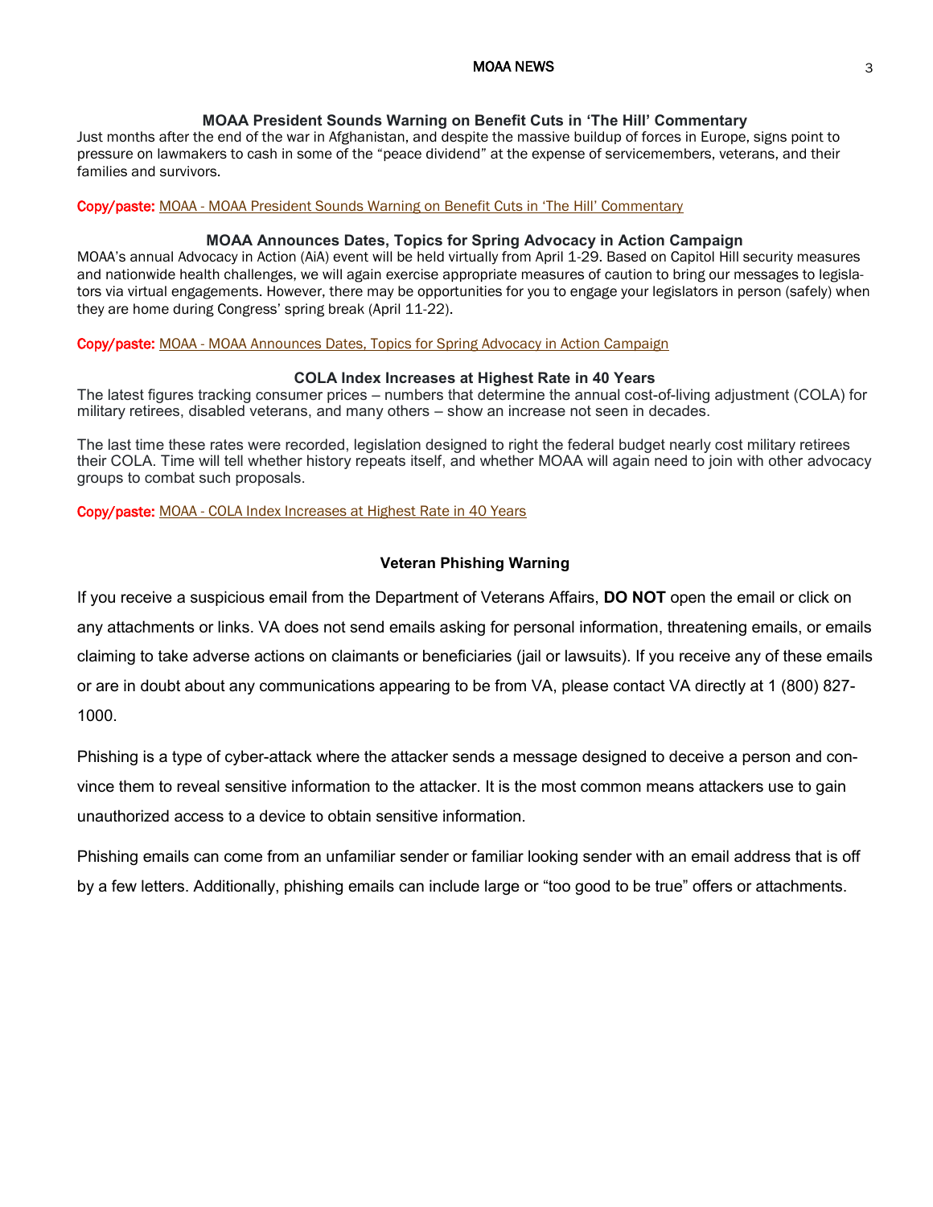### MOAA President Sounds Warning on Benefit Cuts in 'The Hill' Commentary

Just months after the end of the war in Afghanistan, and despite the massive buildup of forces in Europe, signs point to pressure on lawmakers to cash in some of the "peace dividend" at the expense of servicemembers, veterans, and their families and survivors.

**Copy/paste:** MOAA - MOAA President Sounds Warning on Benefit Cuts in 'The Hill' Commentary

### MOAA Announces Dates, Topics for Spring Advocacy in Action Campaign

MOAA's annual Advocacy in Action (AiA) event will be held virtually from April 1-29. Based on Capitol Hill security measures and nationwide health challenges, we will again exercise appropriate measures of caution to bring our messages to legislators via virtual engagements. However, there may be opportunities for you to engage your legislators in person (safely) when they are home during Congress' spring break (April 11-22).

**Copy/paste:** MOAA - MOAA Announces Dates, Topics for Spring Advocacy in Action Campaign

### COLA Index Increases at Highest Rate in 40 Years

The latest figures tracking consumer prices – numbers that determine the annual cost-of-living adjustment (COLA) for military retirees, disabled veterans, and many others – show an increase not seen in decades.

The last time these rates were recorded, legislation designed to right the federal budget nearly cost military retirees their COLA. Time will tell whether history repeats itself, and whether MOAA will again need to join with other advocacy groups to combat such proposals.

**Copy/paste:** MOAA - COLA Index Increases at Highest Rate in 40 Years

### Veteran Phishing Warning

If you receive a suspicious email from the Department of Veterans Affairs, **DO NOT** open the email or click on any attachments or links. VA does not send emails asking for personal information, threatening emails, or emails claiming to take adverse actions on claimants or beneficiaries (jail or lawsuits). If you receive any of these emails or are in doubt about any communications appearing to be from VA, please contact VA directly at 1 (800) 827-1000.

Phishing is a type of cyber-attack where the attacker sends a message designed to deceive a person and convince them to reveal sensitive information to the attacker. It is the most common means attackers use to gain unauthorized access to a device to obtain sensitive information.

Phishing emails can come from an unfamiliar sender or familiar looking sender with an email address that is off by a few letters. Additionally, phishing emails can include large or "too good to be true" offers or attachments.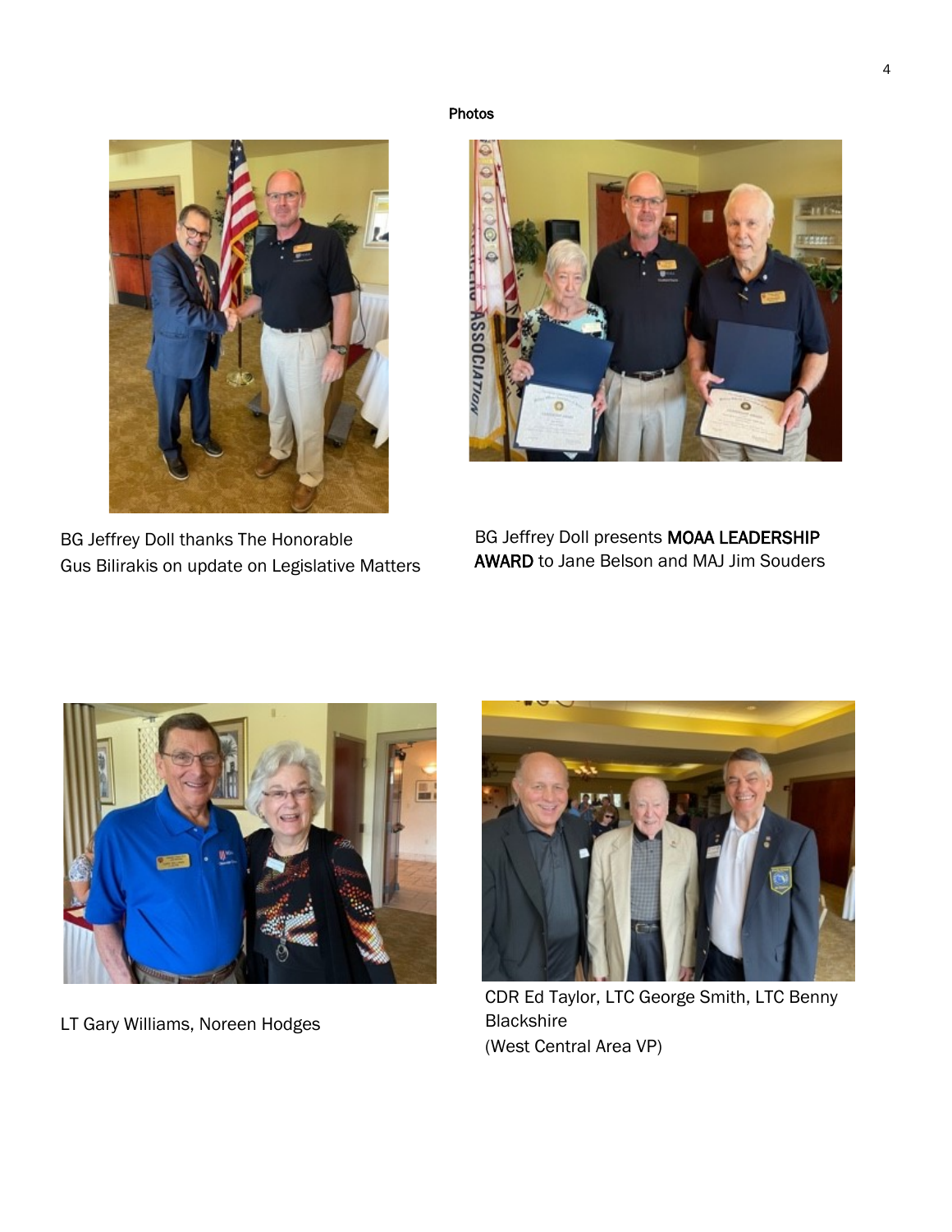Photos

BG Jeffrey Doll thanks The Honorable Gus Bilirakis on update on Legislative Matters

BG Jeffrey Doll presents **MOAA LEADERSHIP AWARD** to Jane Belson and MAJ Jim Souders

LT Gary Williams, Noreen Hodges

CDR Ed Taylor, LTC George Smith, LTC Benny Blackshire (West Central Area VP)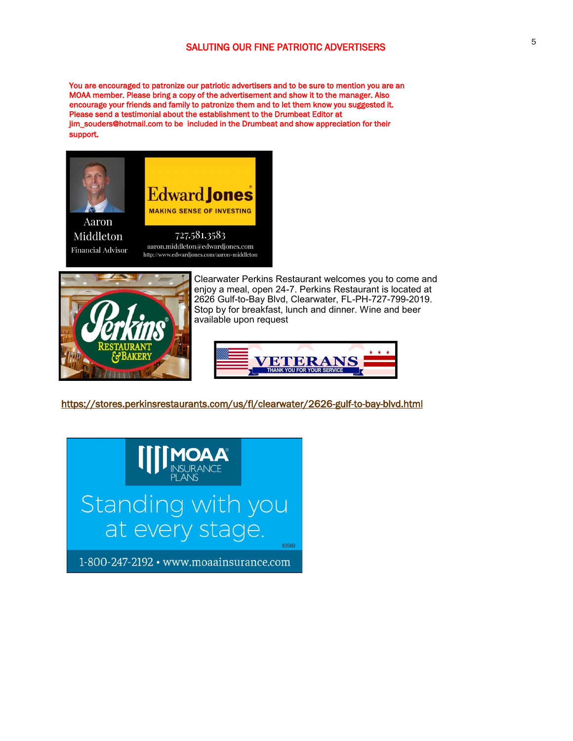## SALUTING OUR FINE PATRIOTIC ADVERTISERS

You are encouraged to patronize our patriotic advertisers and to be sure to mention you are an MOAA member. Please bring a copy of the advertisement and show it to the manager. Also encourage your friends and family to patronize them and to let them know you suggested it. Please send a testimonial about the establishment to the Drumbeat Editor at jim_souders@hotmail.com to be included in the Drumbeat and show appreciation for their support.

Aaron Middleton
Financial Advisor

Edward Jones
MAKING SENSE OF INVESTING

727.581.3583
aaron.middleton@edwardjones.com
http://www.edwardjones.com/aaron-middleton

Perkins RESTAURANT & BAKERY

Clearwater Perkins Restaurant welcomes you to come and enjoy a meal, open 24-7. Perkins Restaurant is located at 2626 Gulf-to-Bay Blvd, Clearwater, FL-PH-727-799-2019. Stop by for breakfast, lunch and dinner. Wine and beer available upon request

VETERANS
THANK YOU FOR YOUR SERVICE

https://stores.perkinsrestaurants.com/us/fl/clearwater/2626-gulf-to-bay-blvd.html

MOAA INSURANCE PLANS

Standing with you at every stage.

93569

1-800-247-2192 • www.moaainsurance.com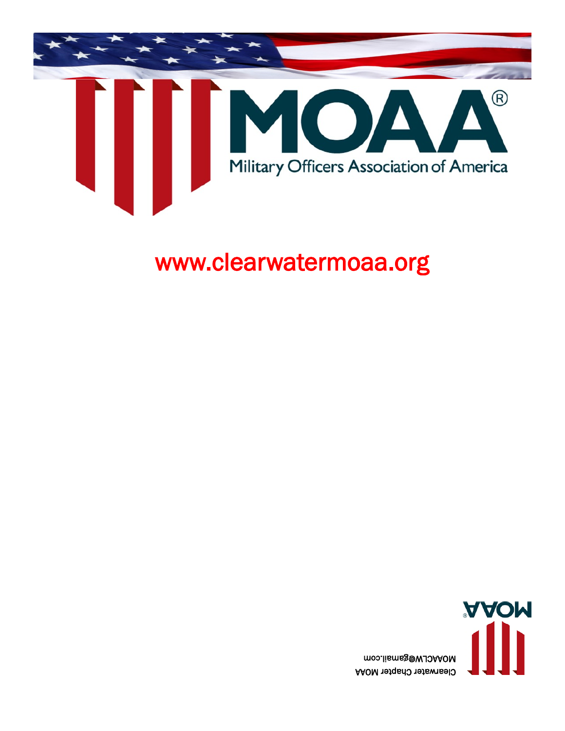MOAA®

Military Officers Association of America

www.clearwatermoaa.org

Clearwater Chapter MOAA

MOAACLW@gamail.com